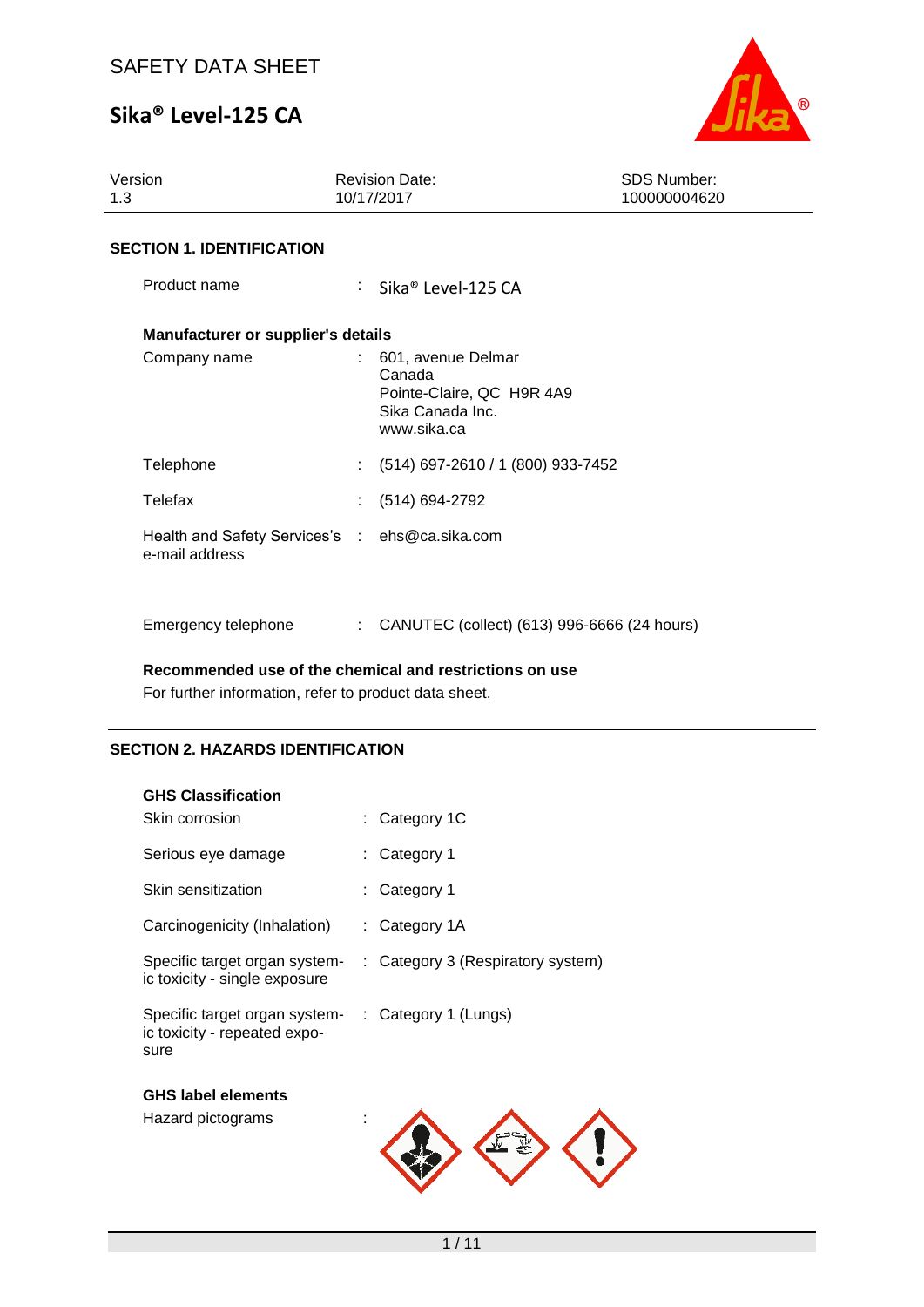# SAFETY DATA SHEET

# Sika® Level-125 CA

| Version | Revision Date: | SDS Number: |
| --- | --- | --- |
| 1.3 | 10/17/2017 | 100000004620 |

## SECTION 1. IDENTIFICATION

Product name : Sika® Level-125 CA

**Manufacturer or supplier's details**

Company name : 601, avenue Delmar
Canada
Pointe-Claire, QC H9R 4A9
Sika Canada Inc.
www.sika.ca

Telephone : (514) 697-2610 / 1 (800) 933-7452

Telefax : (514) 694-2792

Health and Safety Services's e-mail address : ehs@ca.sika.com

Emergency telephone : CANUTEC (collect) (613) 996-6666 (24 hours)

**Recommended use of the chemical and restrictions on use**

For further information, refer to product data sheet.

## SECTION 2. HAZARDS IDENTIFICATION

**GHS Classification**

Skin corrosion : Category 1C

Serious eye damage : Category 1

Skin sensitization : Category 1

Carcinogenicity (Inhalation) : Category 1A

Specific target organ systemic toxicity - single exposure : Category 3 (Respiratory system)

Specific target organ systemic toxicity - repeated exposure : Category 1 (Lungs)

**GHS label elements**

Hazard pictograms :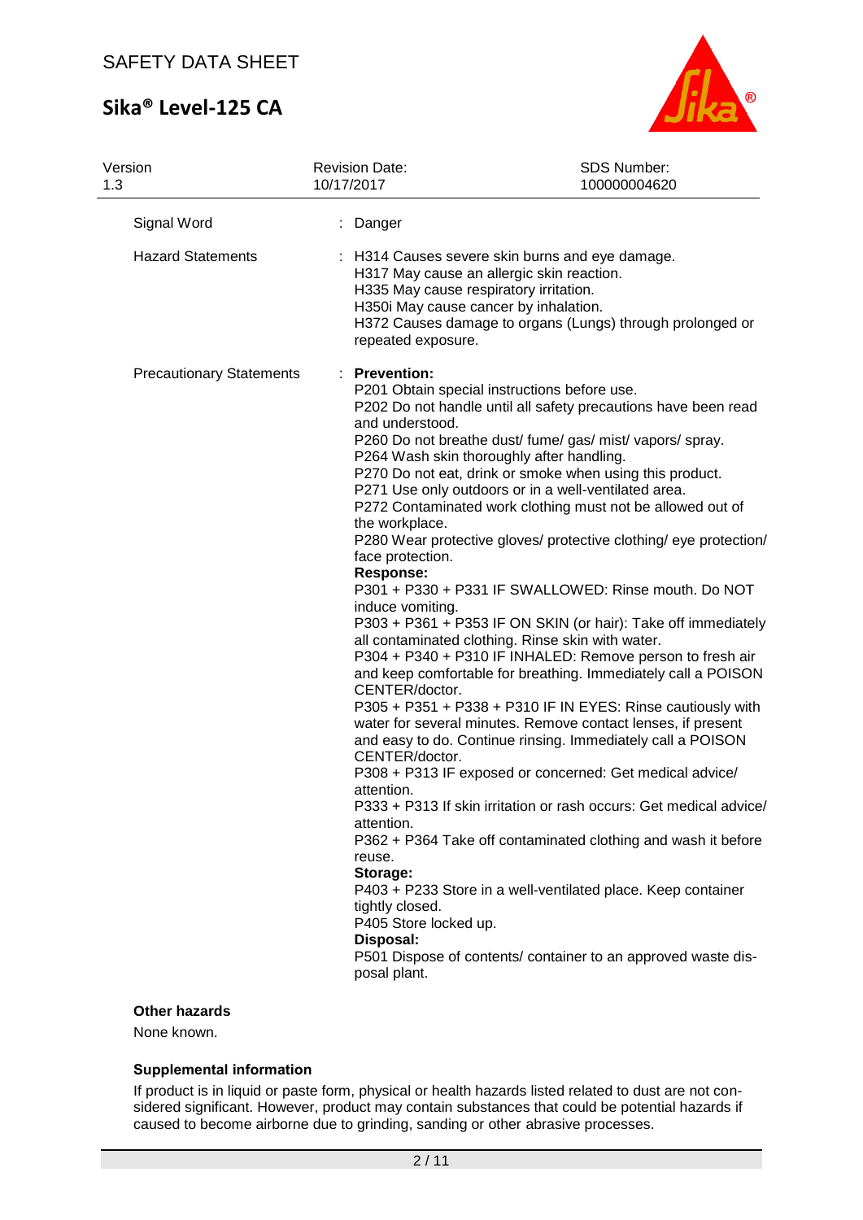| | |
|---|---|
| Signal Word | : Danger |
| Hazard Statements | : H314 Causes severe skin burns and eye damage.<br>H317 May cause an allergic skin reaction.<br>H335 May cause respiratory irritation.<br>H350i May cause cancer by inhalation.<br>H372 Causes damage to organs (Lungs) through prolonged or repeated exposure. |
| Precautionary Statements | : **Prevention:**<br>P201 Obtain special instructions before use.<br>P202 Do not handle until all safety precautions have been read and understood.<br>P260 Do not breathe dust/ fume/ gas/ mist/ vapors/ spray.<br>P264 Wash skin thoroughly after handling.<br>P270 Do not eat, drink or smoke when using this product.<br>P271 Use only outdoors or in a well-ventilated area.<br>P272 Contaminated work clothing must not be allowed out of the workplace.<br>P280 Wear protective gloves/ protective clothing/ eye protection/ face protection.<br>**Response:**<br>P301 + P330 + P331 IF SWALLOWED: Rinse mouth. Do NOT induce vomiting.<br>P303 + P361 + P353 IF ON SKIN (or hair): Take off immediately all contaminated clothing. Rinse skin with water.<br>P304 + P340 + P310 IF INHALED: Remove person to fresh air and keep comfortable for breathing. Immediately call a POISON CENTER/doctor.<br>P305 + P351 + P338 + P310 IF IN EYES: Rinse cautiously with water for several minutes. Remove contact lenses, if present and easy to do. Continue rinsing. Immediately call a POISON CENTER/doctor.<br>P308 + P313 IF exposed or concerned: Get medical advice/ attention.<br>P333 + P313 If skin irritation or rash occurs: Get medical advice/ attention.<br>P362 + P364 Take off contaminated clothing and wash it before reuse.<br>**Storage:**<br>P403 + P233 Store in a well-ventilated place. Keep container tightly closed.<br>P405 Store locked up.<br>**Disposal:**<br>P501 Dispose of contents/ container to an approved waste disposal plant. |

**Other hazards**

None known.

**Supplemental information**

If product is in liquid or paste form, physical or health hazards listed related to dust are not considered significant. However, product may contain substances that could be potential hazards if caused to become airborne due to grinding, sanding or other abrasive processes.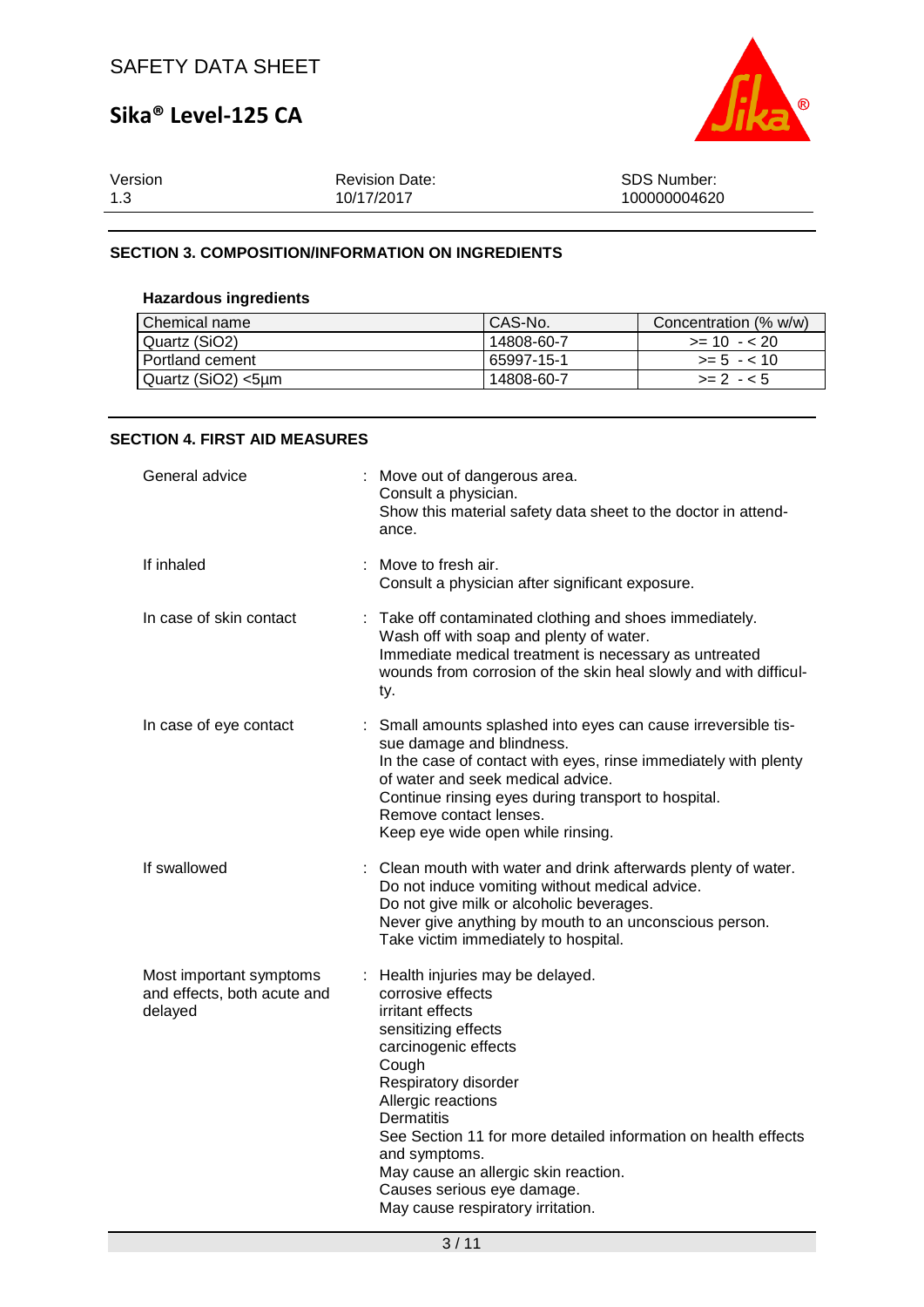## SECTION 3. COMPOSITION/INFORMATION ON INGREDIENTS

### Hazardous ingredients

| Chemical name | CAS-No. | Concentration (% w/w) |
|---|---|---|
| Quartz (SiO2) | 14808-60-7 | >= 10 - < 20 |
| Portland cement | 65997-15-1 | >= 5 - < 10 |
| Quartz (SiO2) <5µm | 14808-60-7 | >= 2 - < 5 |

## SECTION 4. FIRST AID MEASURES

General advice : Move out of dangerous area.
Consult a physician.
Show this material safety data sheet to the doctor in attendance.

If inhaled : Move to fresh air.
Consult a physician after significant exposure.

In case of skin contact : Take off contaminated clothing and shoes immediately.
Wash off with soap and plenty of water.
Immediate medical treatment is necessary as untreated wounds from corrosion of the skin heal slowly and with difficulty.

In case of eye contact : Small amounts splashed into eyes can cause irreversible tissue damage and blindness.
In the case of contact with eyes, rinse immediately with plenty of water and seek medical advice.
Continue rinsing eyes during transport to hospital.
Remove contact lenses.
Keep eye wide open while rinsing.

If swallowed : Clean mouth with water and drink afterwards plenty of water.
Do not induce vomiting without medical advice.
Do not give milk or alcoholic beverages.
Never give anything by mouth to an unconscious person.
Take victim immediately to hospital.

Most important symptoms and effects, both acute and delayed : Health injuries may be delayed.
corrosive effects
irritant effects
sensitizing effects
carcinogenic effects
Cough
Respiratory disorder
Allergic reactions
Dermatitis
See Section 11 for more detailed information on health effects and symptoms.
May cause an allergic skin reaction.
Causes serious eye damage.
May cause respiratory irritation.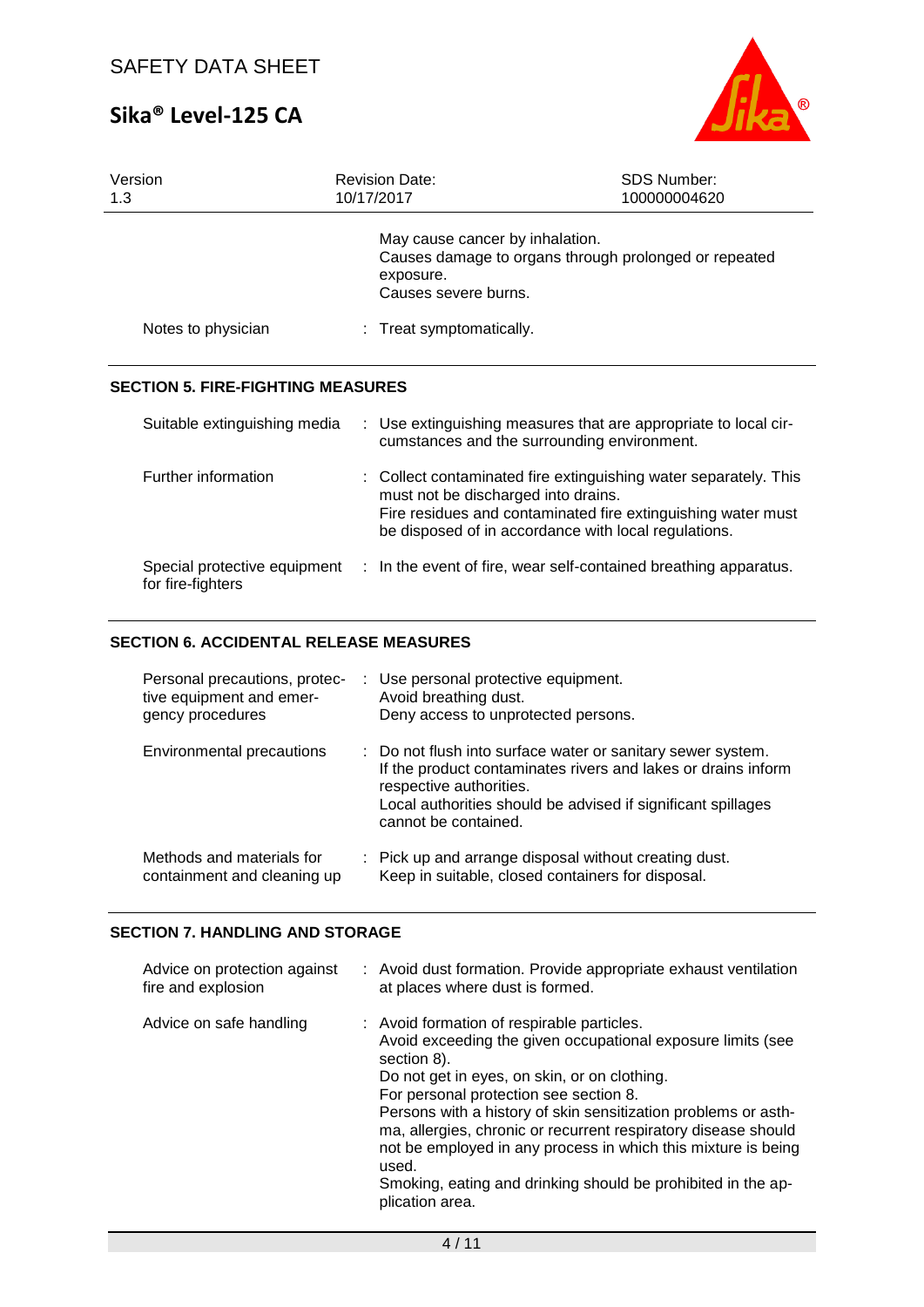| | |
|---|---|
| | May cause cancer by inhalation.<br>Causes damage to organs through prolonged or repeated exposure.<br>Causes severe burns. |
| Notes to physician | : Treat symptomatically. |

## SECTION 5. FIRE-FIGHTING MEASURES

| | |
|---|---|
| Suitable extinguishing media | : Use extinguishing measures that are appropriate to local circumstances and the surrounding environment. |
| Further information | : Collect contaminated fire extinguishing water separately. This must not be discharged into drains.<br>Fire residues and contaminated fire extinguishing water must be disposed of in accordance with local regulations. |
| Special protective equipment for fire-fighters | : In the event of fire, wear self-contained breathing apparatus. |

## SECTION 6. ACCIDENTAL RELEASE MEASURES

| | |
|---|---|
| Personal precautions, protective equipment and emergency procedures | : Use personal protective equipment.<br>Avoid breathing dust.<br>Deny access to unprotected persons. |
| Environmental precautions | : Do not flush into surface water or sanitary sewer system.<br>If the product contaminates rivers and lakes or drains inform respective authorities.<br>Local authorities should be advised if significant spillages cannot be contained. |
| Methods and materials for containment and cleaning up | : Pick up and arrange disposal without creating dust.<br>Keep in suitable, closed containers for disposal. |

## SECTION 7. HANDLING AND STORAGE

| | |
|---|---|
| Advice on protection against fire and explosion | : Avoid dust formation. Provide appropriate exhaust ventilation at places where dust is formed. |
| Advice on safe handling | : Avoid formation of respirable particles.<br>Avoid exceeding the given occupational exposure limits (see section 8).<br>Do not get in eyes, on skin, or on clothing.<br>For personal protection see section 8.<br>Persons with a history of skin sensitization problems or asthma, allergies, chronic or recurrent respiratory disease should not be employed in any process in which this mixture is being used.<br>Smoking, eating and drinking should be prohibited in the application area. |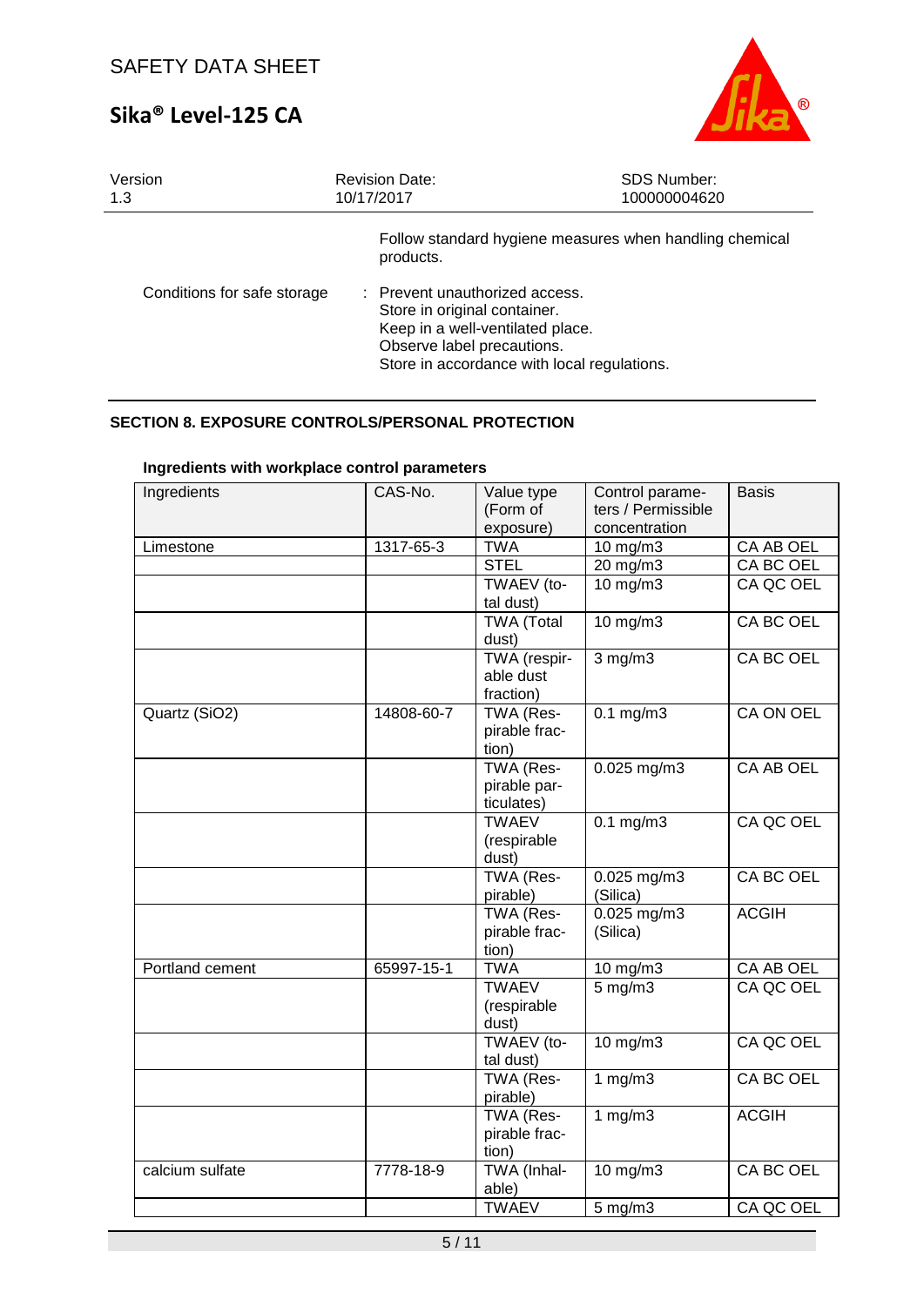Follow standard hygiene measures when handling chemical products.

Conditions for safe storage : Prevent unauthorized access.
Store in original container.
Keep in a well-ventilated place.
Observe label precautions.
Store in accordance with local regulations.

## SECTION 8. EXPOSURE CONTROLS/PERSONAL PROTECTION

### Ingredients with workplace control parameters

| Ingredients | CAS-No. | Value type (Form of exposure) | Control parameters / Permissible concentration | Basis |
|---|---|---|---|---|
| Limestone | 1317-65-3 | TWA | 10 mg/m3 | CA AB OEL |
| | | STEL | 20 mg/m3 | CA BC OEL |
| | | TWAEV (total dust) | 10 mg/m3 | CA QC OEL |
| | | TWA (Total dust) | 10 mg/m3 | CA BC OEL |
| | | TWA (respirable dust fraction) | 3 mg/m3 | CA BC OEL |
| Quartz (SiO2) | 14808-60-7 | TWA (Respirable fraction) | 0.1 mg/m3 | CA ON OEL |
| | | TWA (Respirable particulates) | 0.025 mg/m3 | CA AB OEL |
| | | TWAEV (respirable dust) | 0.1 mg/m3 | CA QC OEL |
| | | TWA (Respirable) | 0.025 mg/m3 (Silica) | CA BC OEL |
| | | TWA (Respirable fraction) | 0.025 mg/m3 (Silica) | ACGIH |
| Portland cement | 65997-15-1 | TWA | 10 mg/m3 | CA AB OEL |
| | | TWAEV (respirable dust) | 5 mg/m3 | CA QC OEL |
| | | TWAEV (total dust) | 10 mg/m3 | CA QC OEL |
| | | TWA (Respirable) | 1 mg/m3 | CA BC OEL |
| | | TWA (Respirable fraction) | 1 mg/m3 | ACGIH |
| calcium sulfate | 7778-18-9 | TWA (Inhalable) | 10 mg/m3 | CA BC OEL |
| | | TWAEV | 5 mg/m3 | CA QC OEL |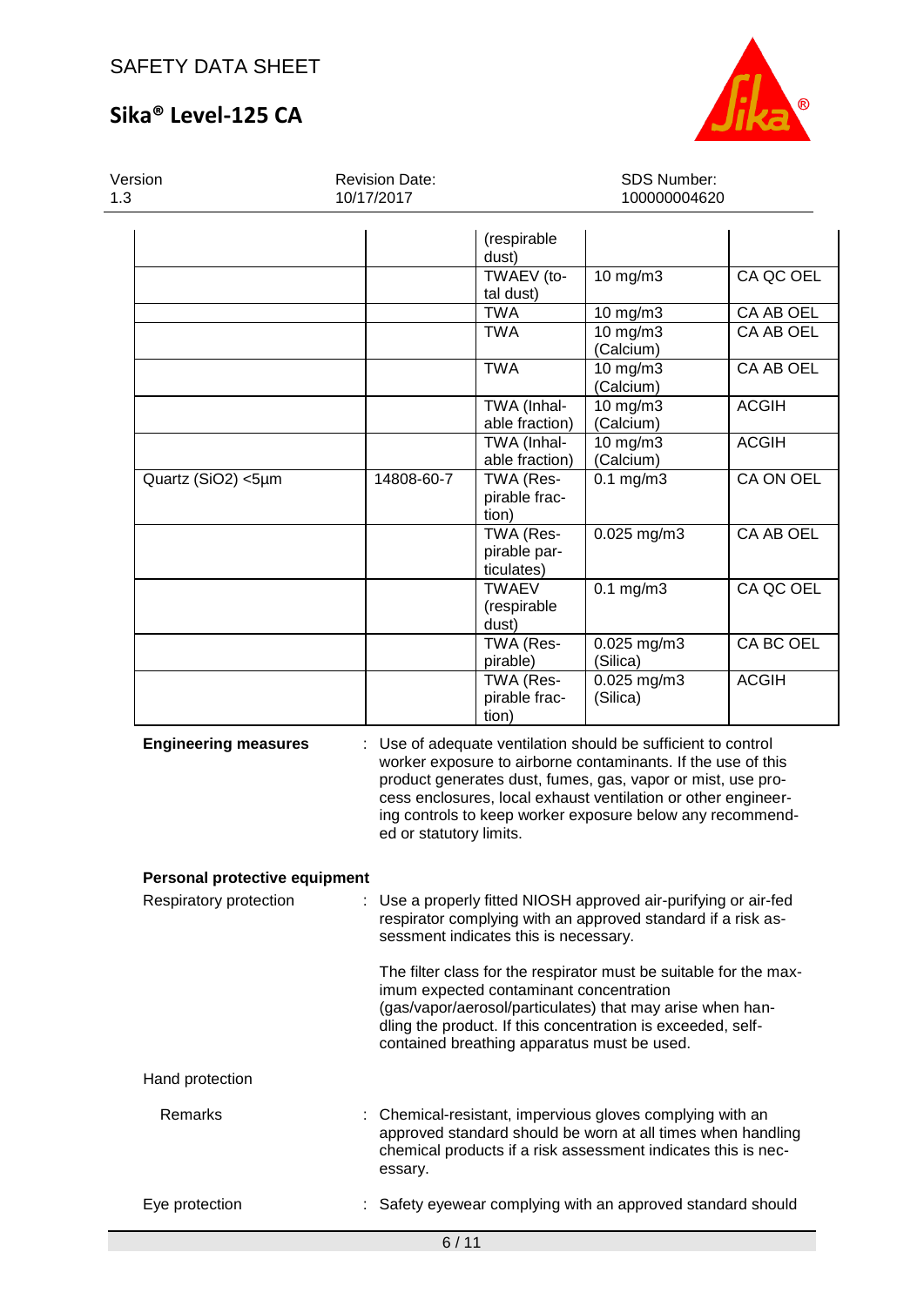| | | (respirable dust) | | |
|---|---|---|---|---|
| | | TWAEV (total dust) | 10 mg/m3 | CA QC OEL |
| | | TWA | 10 mg/m3 | CA AB OEL |
| | | TWA | 10 mg/m3 (Calcium) | CA AB OEL |
| | | TWA | 10 mg/m3 (Calcium) | CA AB OEL |
| | | TWA (Inhalable fraction) | 10 mg/m3 (Calcium) | ACGIH |
| | | TWA (Inhalable fraction) | 10 mg/m3 (Calcium) | ACGIH |
| Quartz (SiO2) <5µm | 14808-60-7 | TWA (Respirable fraction) | 0.1 mg/m3 | CA ON OEL |
| | | TWA (Respirable particulates) | 0.025 mg/m3 | CA AB OEL |
| | | TWAEV (respirable dust) | 0.1 mg/m3 | CA QC OEL |
| | | TWA (Respirable) | 0.025 mg/m3 (Silica) | CA BC OEL |
| | | TWA (Respirable fraction) | 0.025 mg/m3 (Silica) | ACGIH |

**Engineering measures** : Use of adequate ventilation should be sufficient to control worker exposure to airborne contaminants. If the use of this product generates dust, fumes, gas, vapor or mist, use process enclosures, local exhaust ventilation or other engineering controls to keep worker exposure below any recommended or statutory limits.

**Personal protective equipment**

Respiratory protection : Use a properly fitted NIOSH approved air-purifying or air-fed respirator complying with an approved standard if a risk assessment indicates this is necessary.

The filter class for the respirator must be suitable for the maximum expected contaminant concentration (gas/vapor/aerosol/particulates) that may arise when handling the product. If this concentration is exceeded, self-contained breathing apparatus must be used.

Hand protection

Remarks : Chemical-resistant, impervious gloves complying with an approved standard should be worn at all times when handling chemical products if a risk assessment indicates this is necessary.

Eye protection : Safety eyewear complying with an approved standard should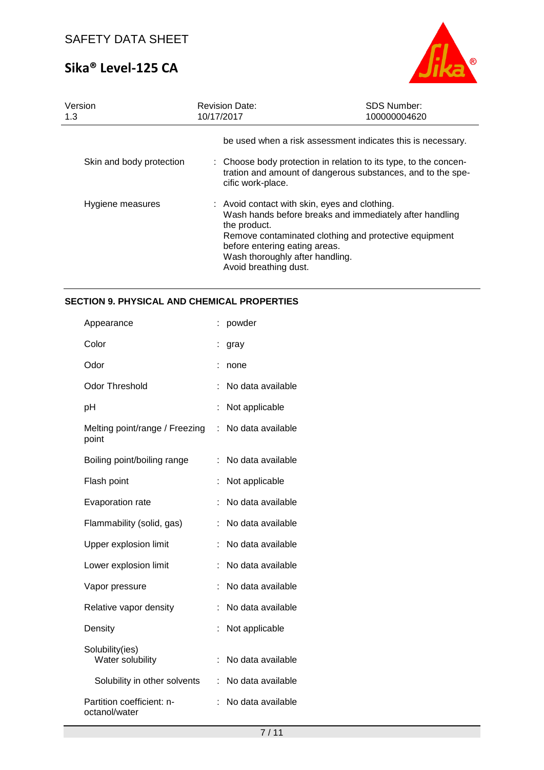be used when a risk assessment indicates this is necessary.

| | |
|---|---|
| Skin and body protection | : Choose body protection in relation to its type, to the concentration and amount of dangerous substances, and to the specific work-place. |
| Hygiene measures | : Avoid contact with skin, eyes and clothing.<br>Wash hands before breaks and immediately after handling the product.<br>Remove contaminated clothing and protective equipment before entering eating areas.<br>Wash thoroughly after handling.<br>Avoid breathing dust. |

## SECTION 9. PHYSICAL AND CHEMICAL PROPERTIES

| | |
|---|---|
| Appearance | : powder |
| Color | : gray |
| Odor | : none |
| Odor Threshold | : No data available |
| pH | : Not applicable |
| Melting point/range / Freezing point | : No data available |
| Boiling point/boiling range | : No data available |
| Flash point | : Not applicable |
| Evaporation rate | : No data available |
| Flammability (solid, gas) | : No data available |
| Upper explosion limit | : No data available |
| Lower explosion limit | : No data available |
| Vapor pressure | : No data available |
| Relative vapor density | : No data available |
| Density | : Not applicable |
| Solubility(ies)<br>Water solubility | : No data available |
| Solubility in other solvents | : No data available |
| Partition coefficient: n-octanol/water | : No data available |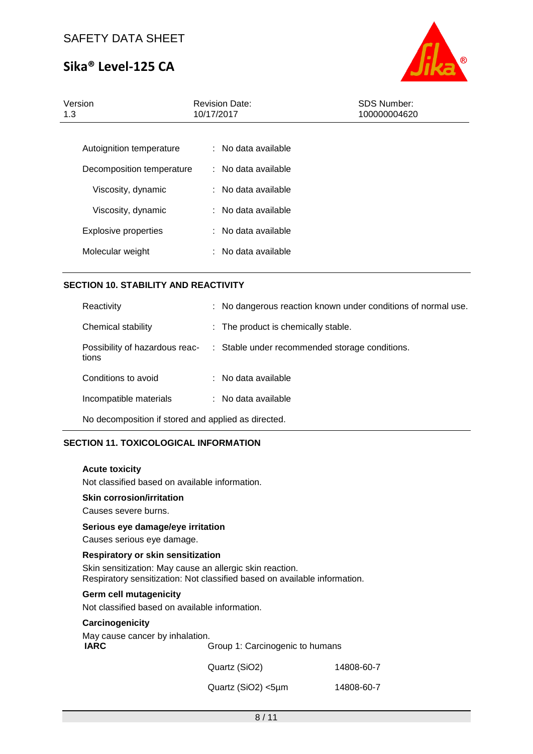| | | |
|---|---|---|
| Autoignition temperature | : | No data available |
| Decomposition temperature | : | No data available |
| Viscosity, dynamic | : | No data available |
| Viscosity, dynamic | : | No data available |
| Explosive properties | : | No data available |
| Molecular weight | : | No data available |

## SECTION 10. STABILITY AND REACTIVITY

| | | |
|---|---|---|
| Reactivity | : | No dangerous reaction known under conditions of normal use. |
| Chemical stability | : | The product is chemically stable. |
| Possibility of hazardous reactions | : | Stable under recommended storage conditions. |
| Conditions to avoid | : | No data available |
| Incompatible materials | : | No data available |

No decomposition if stored and applied as directed.

## SECTION 11. TOXICOLOGICAL INFORMATION

**Acute toxicity**

Not classified based on available information.

**Skin corrosion/irritation**

Causes severe burns.

**Serious eye damage/eye irritation**

Causes serious eye damage.

**Respiratory or skin sensitization**

Skin sensitization: May cause an allergic skin reaction.
Respiratory sensitization: Not classified based on available information.

**Germ cell mutagenicity**

Not classified based on available information.

**Carcinogenicity**

May cause cancer by inhalation.

| | | |
|---|---|---|
| **IARC** | Group 1: Carcinogenic to humans | |
| | Quartz ($SiO_2$) | 14808-60-7 |
| | Quartz ($SiO_2$) <5µm | 14808-60-7 |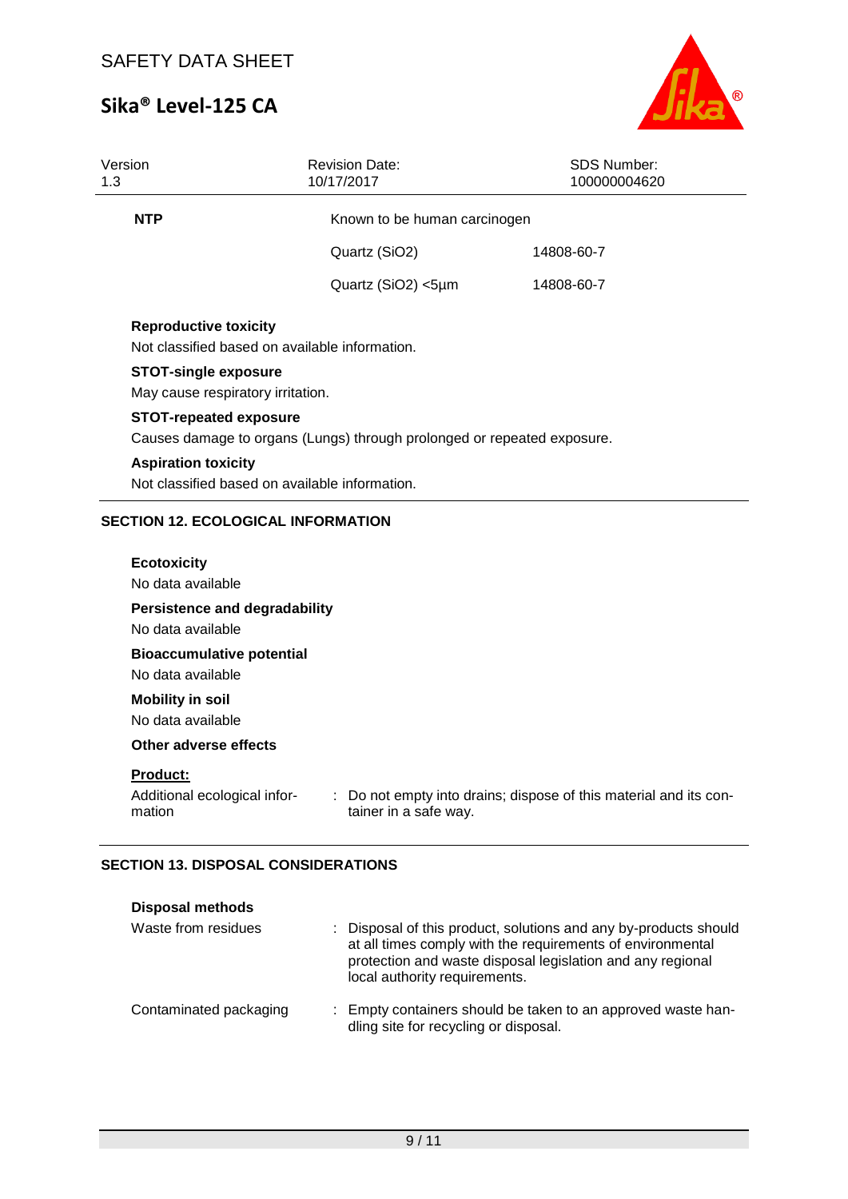| | | |
|---|---|---|
| **NTP** | Known to be human carcinogen | |
| | Quartz ($SiO_2$) | 14808-60-7 |
| | Quartz ($SiO_2$) <5µm | 14808-60-7 |

**Reproductive toxicity**

Not classified based on available information.

**STOT-single exposure**

May cause respiratory irritation.

**STOT-repeated exposure**

Causes damage to organs (Lungs) through prolonged or repeated exposure.

**Aspiration toxicity**

Not classified based on available information.

## SECTION 12. ECOLOGICAL INFORMATION

**Ecotoxicity**

No data available

**Persistence and degradability**

No data available

**Bioaccumulative potential**

No data available

**Mobility in soil**

No data available

**Other adverse effects**

**Product:**

| | |
|---|---|
| Additional ecological information | : Do not empty into drains; dispose of this material and its container in a safe way. |

## SECTION 13. DISPOSAL CONSIDERATIONS

**Disposal methods**

| | |
|---|---|
| Waste from residues | : Disposal of this product, solutions and any by-products should at all times comply with the requirements of environmental protection and waste disposal legislation and any regional local authority requirements. |
| Contaminated packaging | : Empty containers should be taken to an approved waste handling site for recycling or disposal. |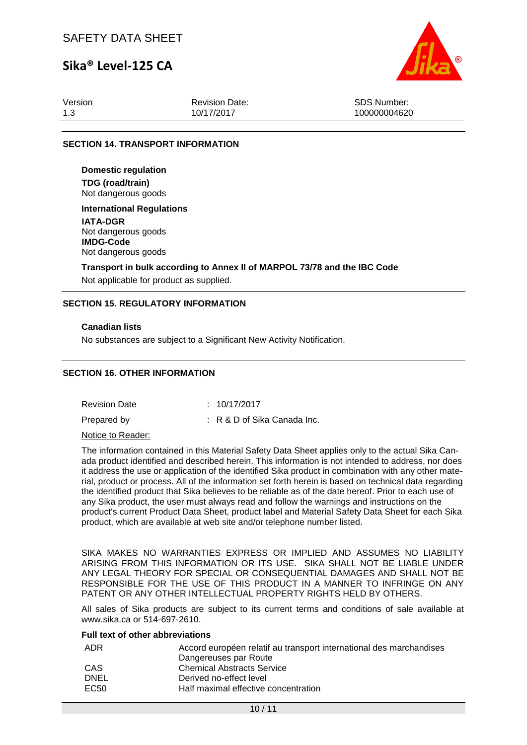## SECTION 14. TRANSPORT INFORMATION

**Domestic regulation**

**TDG (road/train)**
Not dangerous goods

**International Regulations**

**IATA-DGR**
Not dangerous goods

**IMDG-Code**
Not dangerous goods

**Transport in bulk according to Annex II of MARPOL 73/78 and the IBC Code**

Not applicable for product as supplied.

## SECTION 15. REGULATORY INFORMATION

**Canadian lists**

No substances are subject to a Significant New Activity Notification.

## SECTION 16. OTHER INFORMATION

| | |
|---|---|
| Revision Date | : 10/17/2017 |
| Prepared by | : R & D of Sika Canada Inc. |

Notice to Reader:

The information contained in this Material Safety Data Sheet applies only to the actual Sika Canada product identified and described herein. This information is not intended to address, nor does it address the use or application of the identified Sika product in combination with any other material, product or process. All of the information set forth herein is based on technical data regarding the identified product that Sika believes to be reliable as of the date hereof. Prior to each use of any Sika product, the user must always read and follow the warnings and instructions on the product's current Product Data Sheet, product label and Material Safety Data Sheet for each Sika product, which are available at web site and/or telephone number listed.

SIKA MAKES NO WARRANTIES EXPRESS OR IMPLIED AND ASSUMES NO LIABILITY ARISING FROM THIS INFORMATION OR ITS USE. SIKA SHALL NOT BE LIABLE UNDER ANY LEGAL THEORY FOR SPECIAL OR CONSEQUENTIAL DAMAGES AND SHALL NOT BE RESPONSIBLE FOR THE USE OF THIS PRODUCT IN A MANNER TO INFRINGE ON ANY PATENT OR ANY OTHER INTELLECTUAL PROPERTY RIGHTS HELD BY OTHERS.

All sales of Sika products are subject to its current terms and conditions of sale available at www.sika.ca or 514-697-2610.

**Full text of other abbreviations**

| | |
|---|---|
| ADR | Accord européen relatif au transport international des marchandises Dangereuses par Route |
| CAS | Chemical Abstracts Service |
| DNEL | Derived no-effect level |
| EC50 | Half maximal effective concentration |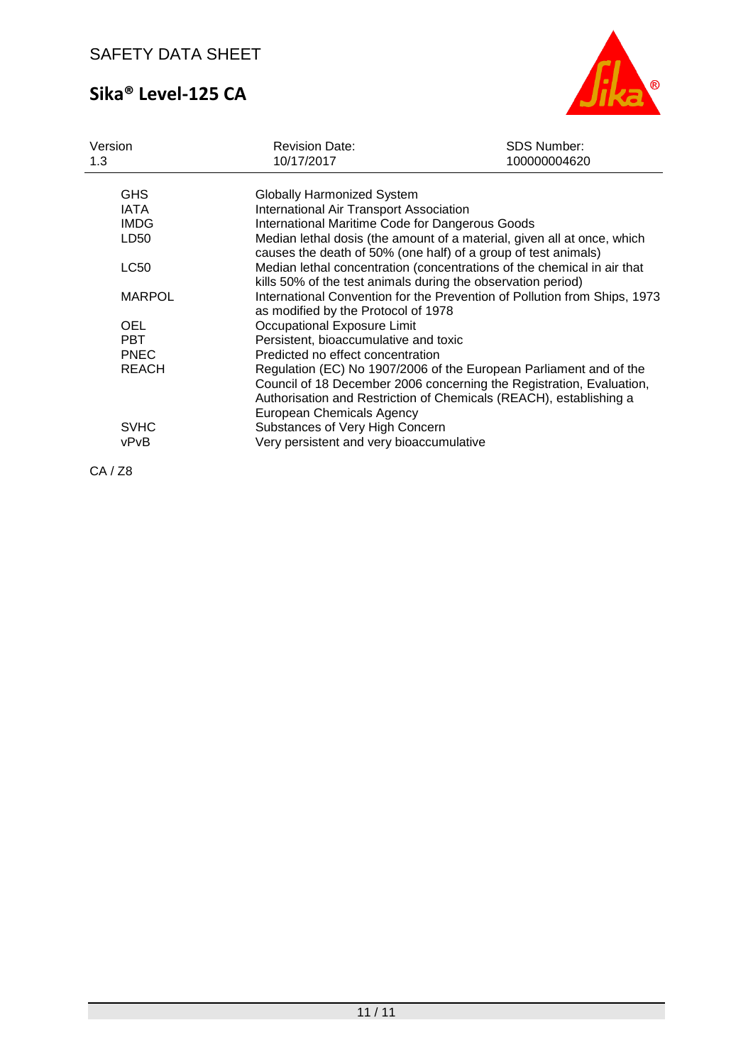| | |
|---|---|
| GHS | Globally Harmonized System |
| IATA | International Air Transport Association |
| IMDG | International Maritime Code for Dangerous Goods |
| LD50 | Median lethal dosis (the amount of a material, given all at once, which causes the death of 50% (one half) of a group of test animals) |
| LC50 | Median lethal concentration (concentrations of the chemical in air that kills 50% of the test animals during the observation period) |
| MARPOL | International Convention for the Prevention of Pollution from Ships, 1973 as modified by the Protocol of 1978 |
| OEL | Occupational Exposure Limit |
| PBT | Persistent, bioaccumulative and toxic |
| PNEC | Predicted no effect concentration |
| REACH | Regulation (EC) No 1907/2006 of the European Parliament and of the Council of 18 December 2006 concerning the Registration, Evaluation, Authorisation and Restriction of Chemicals (REACH), establishing a European Chemicals Agency |
| SVHC | Substances of Very High Concern |
| vPvB | Very persistent and very bioaccumulative |

CA / Z8